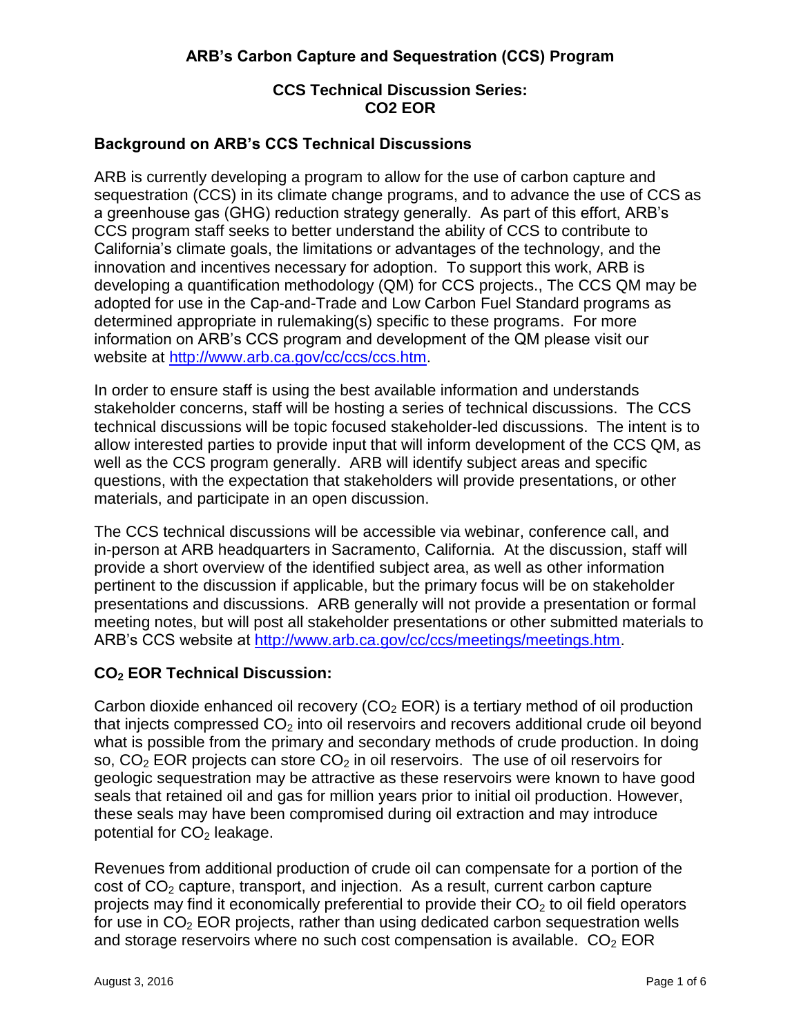# ARB's Carbon Capture and Sequestration (CCS) Program

## CCS Technical Discussion Series: CO2 EOR

### Background on ARB's CCS Technical Discussions

ARB is currently developing a program to allow for the use of carbon capture and sequestration (CCS) in its climate change programs, and to advance the use of CCS as a greenhouse gas (GHG) reduction strategy generally. As part of this effort, ARB's CCS program staff seeks to better understand the ability of CCS to contribute to California's climate goals, the limitations or advantages of the technology, and the innovation and incentives necessary for adoption. To support this work, ARB is developing a quantification methodology (QM) for CCS projects., The CCS QM may be adopted for use in the Cap-and-Trade and Low Carbon Fuel Standard programs as determined appropriate in rulemaking(s) specific to these programs. For more information on ARB's CCS program and development of the QM please visit our website at http://www.arb.ca.gov/cc/ccs/ccs.htm.

In order to ensure staff is using the best available information and understands stakeholder concerns, staff will be hosting a series of technical discussions. The CCS technical discussions will be topic focused stakeholder-led discussions. The intent is to allow interested parties to provide input that will inform development of the CCS QM, as well as the CCS program generally. ARB will identify subject areas and specific questions, with the expectation that stakeholders will provide presentations, or other materials, and participate in an open discussion.

The CCS technical discussions will be accessible via webinar, conference call, and in-person at ARB headquarters in Sacramento, California. At the discussion, staff will provide a short overview of the identified subject area, as well as other information pertinent to the discussion if applicable, but the primary focus will be on stakeholder presentations and discussions. ARB generally will not provide a presentation or formal meeting notes, but will post all stakeholder presentations or other submitted materials to ARB's CCS website at http://www.arb.ca.gov/cc/ccs/meetings/meetings.htm.

### $CO_2$ EOR Technical Discussion:

Carbon dioxide enhanced oil recovery ($CO_2$ EOR) is a tertiary method of oil production that injects compressed $CO_2$ into oil reservoirs and recovers additional crude oil beyond what is possible from the primary and secondary methods of crude production. In doing so, $CO_2$ EOR projects can store $CO_2$ in oil reservoirs. The use of oil reservoirs for geologic sequestration may be attractive as these reservoirs were known to have good seals that retained oil and gas for million years prior to initial oil production. However, these seals may have been compromised during oil extraction and may introduce potential for $CO_2$ leakage.

Revenues from additional production of crude oil can compensate for a portion of the cost of $CO_2$ capture, transport, and injection. As a result, current carbon capture projects may find it economically preferential to provide their $CO_2$ to oil field operators for use in $CO_2$ EOR projects, rather than using dedicated carbon sequestration wells and storage reservoirs where no such cost compensation is available. $CO_2$ EOR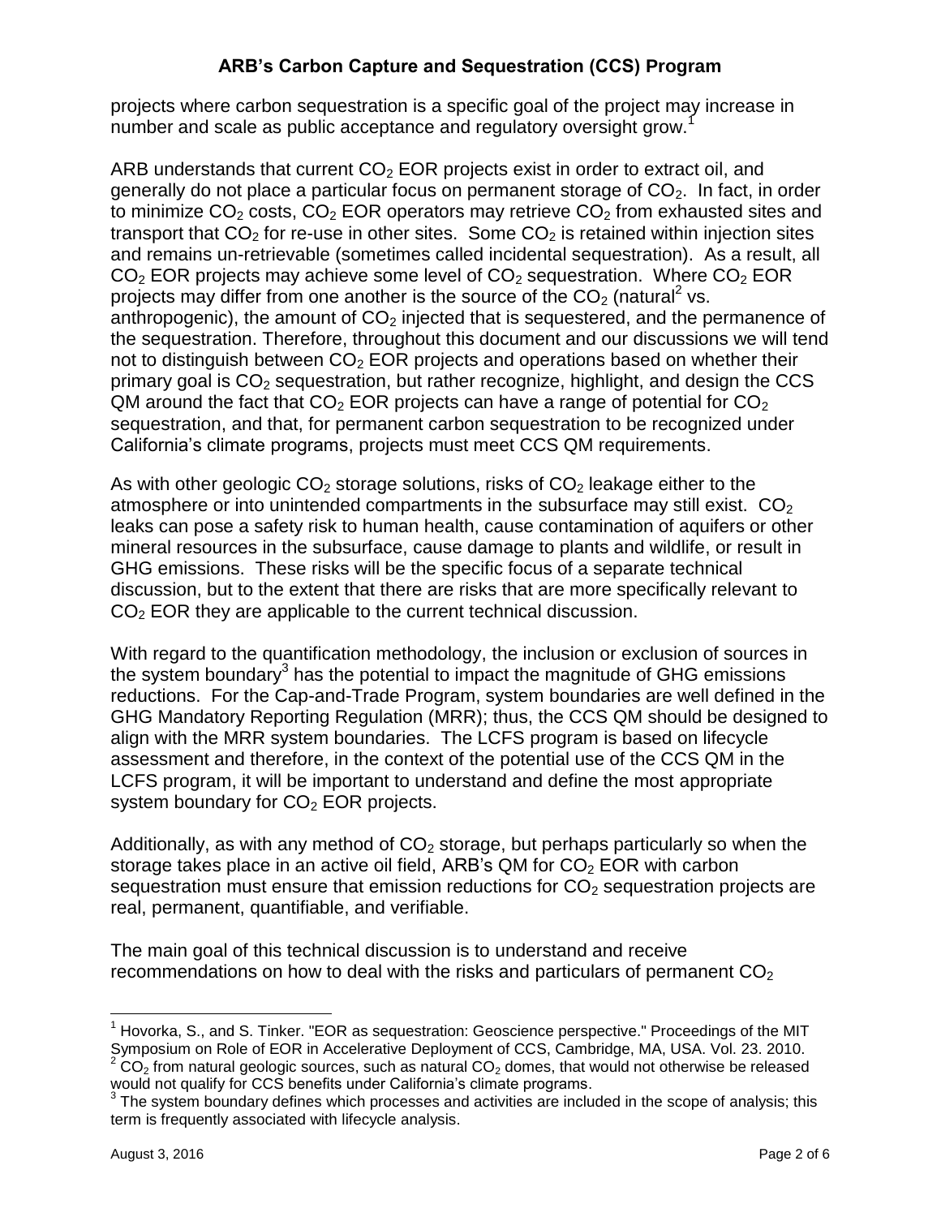projects where carbon sequestration is a specific goal of the project may increase in number and scale as public acceptance and regulatory oversight grow.[1]

ARB understands that current $CO_2$ EOR projects exist in order to extract oil, and generally do not place a particular focus on permanent storage of $CO_2$. In fact, in order to minimize $CO_2$ costs, $CO_2$ EOR operators may retrieve $CO_2$ from exhausted sites and transport that $CO_2$ for re-use in other sites. Some $CO_2$ is retained within injection sites and remains un-retrievable (sometimes called incidental sequestration). As a result, all $CO_2$ EOR projects may achieve some level of $CO_2$ sequestration. Where $CO_2$ EOR projects may differ from one another is the source of the $CO_2$ (natural[2] vs. anthropogenic), the amount of $CO_2$ injected that is sequestered, and the permanence of the sequestration. Therefore, throughout this document and our discussions we will tend not to distinguish between $CO_2$ EOR projects and operations based on whether their primary goal is $CO_2$ sequestration, but rather recognize, highlight, and design the CCS QM around the fact that $CO_2$ EOR projects can have a range of potential for $CO_2$ sequestration, and that, for permanent carbon sequestration to be recognized under California's climate programs, projects must meet CCS QM requirements.

As with other geologic $CO_2$ storage solutions, risks of $CO_2$ leakage either to the atmosphere or into unintended compartments in the subsurface may still exist. $CO_2$ leaks can pose a safety risk to human health, cause contamination of aquifers or other mineral resources in the subsurface, cause damage to plants and wildlife, or result in GHG emissions. These risks will be the specific focus of a separate technical discussion, but to the extent that there are risks that are more specifically relevant to $CO_2$ EOR they are applicable to the current technical discussion.

With regard to the quantification methodology, the inclusion or exclusion of sources in the system boundary[3] has the potential to impact the magnitude of GHG emissions reductions. For the Cap-and-Trade Program, system boundaries are well defined in the GHG Mandatory Reporting Regulation (MRR); thus, the CCS QM should be designed to align with the MRR system boundaries. The LCFS program is based on lifecycle assessment and therefore, in the context of the potential use of the CCS QM in the LCFS program, it will be important to understand and define the most appropriate system boundary for $CO_2$ EOR projects.

Additionally, as with any method of $CO_2$ storage, but perhaps particularly so when the storage takes place in an active oil field, ARB's QM for $CO_2$ EOR with carbon sequestration must ensure that emission reductions for $CO_2$ sequestration projects are real, permanent, quantifiable, and verifiable.

The main goal of this technical discussion is to understand and receive recommendations on how to deal with the risks and particulars of permanent $CO_2$

---

[1] Hovorka, S., and S. Tinker. "EOR as sequestration: Geoscience perspective." Proceedings of the MIT Symposium on Role of EOR in Accelerative Deployment of CCS, Cambridge, MA, USA. Vol. 23. 2010.

[2] $CO_2$ from natural geologic sources, such as natural $CO_2$ domes, that would not otherwise be released would not qualify for CCS benefits under California's climate programs.

[3] The system boundary defines which processes and activities are included in the scope of analysis; this term is frequently associated with lifecycle analysis.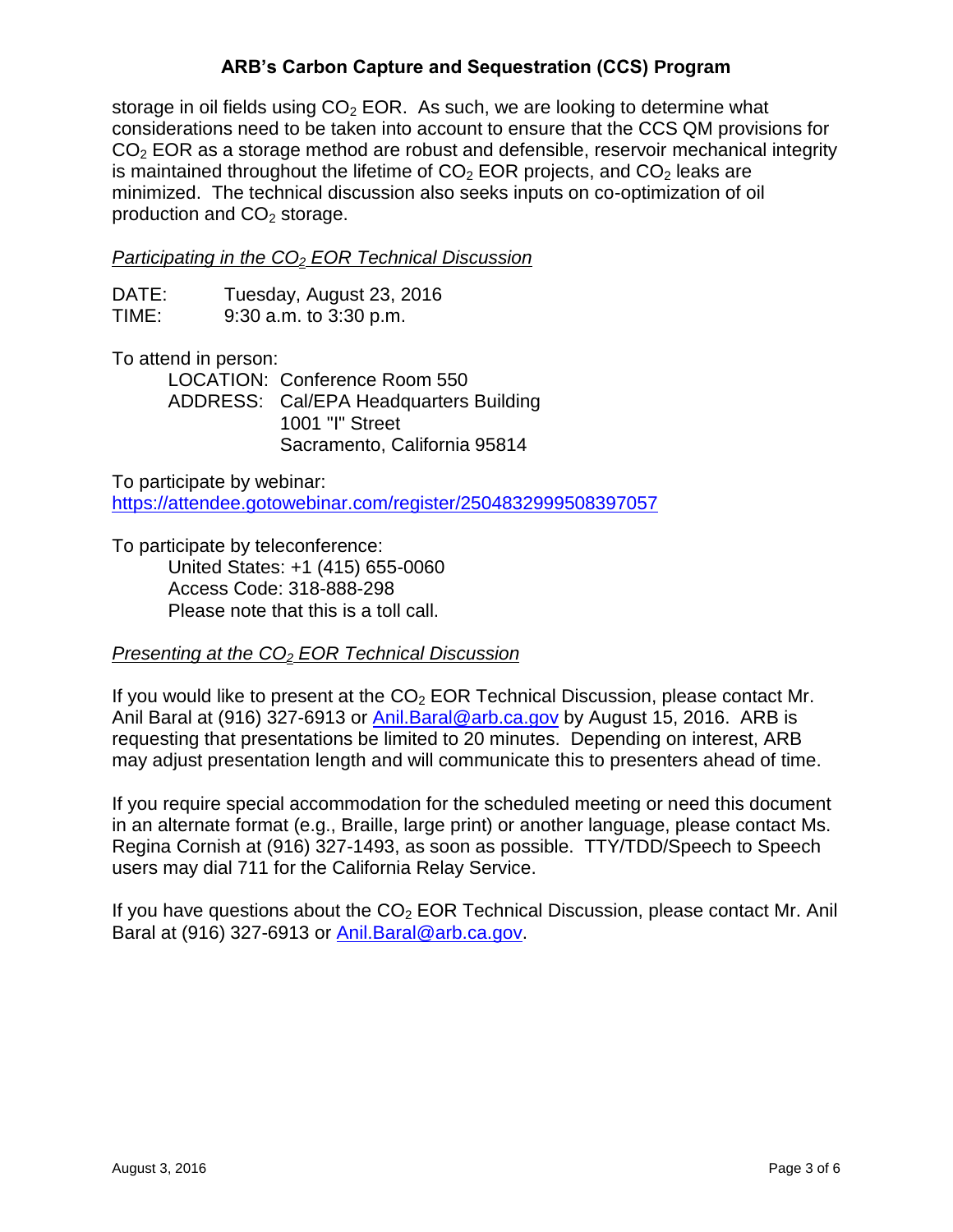storage in oil fields using $CO_2$ EOR. As such, we are looking to determine what considerations need to be taken into account to ensure that the CCS QM provisions for $CO_2$ EOR as a storage method are robust and defensible, reservoir mechanical integrity is maintained throughout the lifetime of $CO_2$ EOR projects, and $CO_2$ leaks are minimized. The technical discussion also seeks inputs on co-optimization of oil production and $CO_2$ storage.

*Participating in the $CO_2$ EOR Technical Discussion*

DATE: Tuesday, August 23, 2016
TIME: 9:30 a.m. to 3:30 p.m.

To attend in person:

LOCATION: Conference Room 550
ADDRESS: Cal/EPA Headquarters Building
1001 "I" Street
Sacramento, California 95814

To participate by webinar:
https://attendee.gotowebinar.com/register/2504832999508397057

To participate by teleconference:

United States: +1 (415) 655-0060
Access Code: 318-888-298
Please note that this is a toll call.

*Presenting at the $CO_2$ EOR Technical Discussion*

If you would like to present at the $CO_2$ EOR Technical Discussion, please contact Mr. Anil Baral at (916) 327-6913 or Anil.Baral@arb.ca.gov by August 15, 2016. ARB is requesting that presentations be limited to 20 minutes. Depending on interest, ARB may adjust presentation length and will communicate this to presenters ahead of time.

If you require special accommodation for the scheduled meeting or need this document in an alternate format (e.g., Braille, large print) or another language, please contact Ms. Regina Cornish at (916) 327-1493, as soon as possible. TTY/TDD/Speech to Speech users may dial 711 for the California Relay Service.

If you have questions about the $CO_2$ EOR Technical Discussion, please contact Mr. Anil Baral at (916) 327-6913 or Anil.Baral@arb.ca.gov.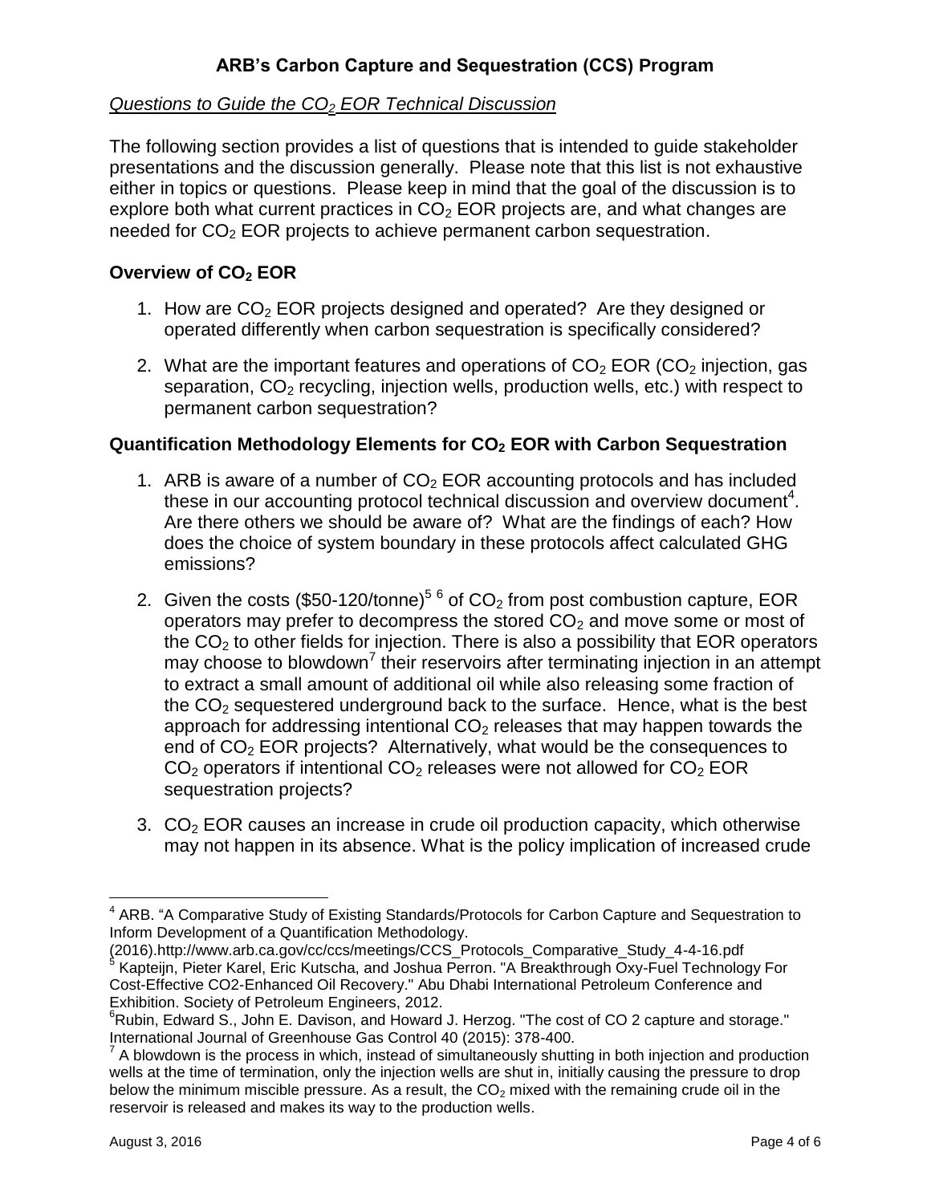## ARB's Carbon Capture and Sequestration (CCS) Program

*Questions to Guide the $CO_2$ EOR Technical Discussion*

The following section provides a list of questions that is intended to guide stakeholder presentations and the discussion generally. Please note that this list is not exhaustive either in topics or questions. Please keep in mind that the goal of the discussion is to explore both what current practices in $CO_2$ EOR projects are, and what changes are needed for $CO_2$ EOR projects to achieve permanent carbon sequestration.

### Overview of $CO_2$ EOR

1. How are $CO_2$ EOR projects designed and operated? Are they designed or operated differently when carbon sequestration is specifically considered?
2. What are the important features and operations of $CO_2$ EOR ($CO_2$ injection, gas separation, $CO_2$ recycling, injection wells, production wells, etc.) with respect to permanent carbon sequestration?

### Quantification Methodology Elements for $CO_2$ EOR with Carbon Sequestration

1. ARB is aware of a number of $CO_2$ EOR accounting protocols and has included these in our accounting protocol technical discussion and overview document[4]. Are there others we should be aware of? What are the findings of each? How does the choice of system boundary in these protocols affect calculated GHG emissions?
2. Given the costs ($50-120/tonne)[5] [6] of $CO_2$ from post combustion capture, EOR operators may prefer to decompress the stored $CO_2$ and move some or most of the $CO_2$ to other fields for injection. There is also a possibility that EOR operators may choose to blowdown[7] their reservoirs after terminating injection in an attempt to extract a small amount of additional oil while also releasing some fraction of the $CO_2$ sequestered underground back to the surface. Hence, what is the best approach for addressing intentional $CO_2$ releases that may happen towards the end of $CO_2$ EOR projects? Alternatively, what would be the consequences to $CO_2$ operators if intentional $CO_2$ releases were not allowed for $CO_2$ EOR sequestration projects?
3. $CO_2$ EOR causes an increase in crude oil production capacity, which otherwise may not happen in its absence. What is the policy implication of increased crude

---

[4] ARB. "A Comparative Study of Existing Standards/Protocols for Carbon Capture and Sequestration to Inform Development of a Quantification Methodology. (2016).http://www.arb.ca.gov/cc/ccs/meetings/CCS_Protocols_Comparative_Study_4-4-16.pdf

[5] Kapteijn, Pieter Karel, Eric Kutscha, and Joshua Perron. "A Breakthrough Oxy-Fuel Technology For Cost-Effective CO2-Enhanced Oil Recovery." Abu Dhabi International Petroleum Conference and Exhibition. Society of Petroleum Engineers, 2012.

[6] Rubin, Edward S., John E. Davison, and Howard J. Herzog. "The cost of CO 2 capture and storage." International Journal of Greenhouse Gas Control 40 (2015): 378-400.

[7] A blowdown is the process in which, instead of simultaneously shutting in both injection and production wells at the time of termination, only the injection wells are shut in, initially causing the pressure to drop below the minimum miscible pressure. As a result, the $CO_2$ mixed with the remaining crude oil in the reservoir is released and makes its way to the production wells.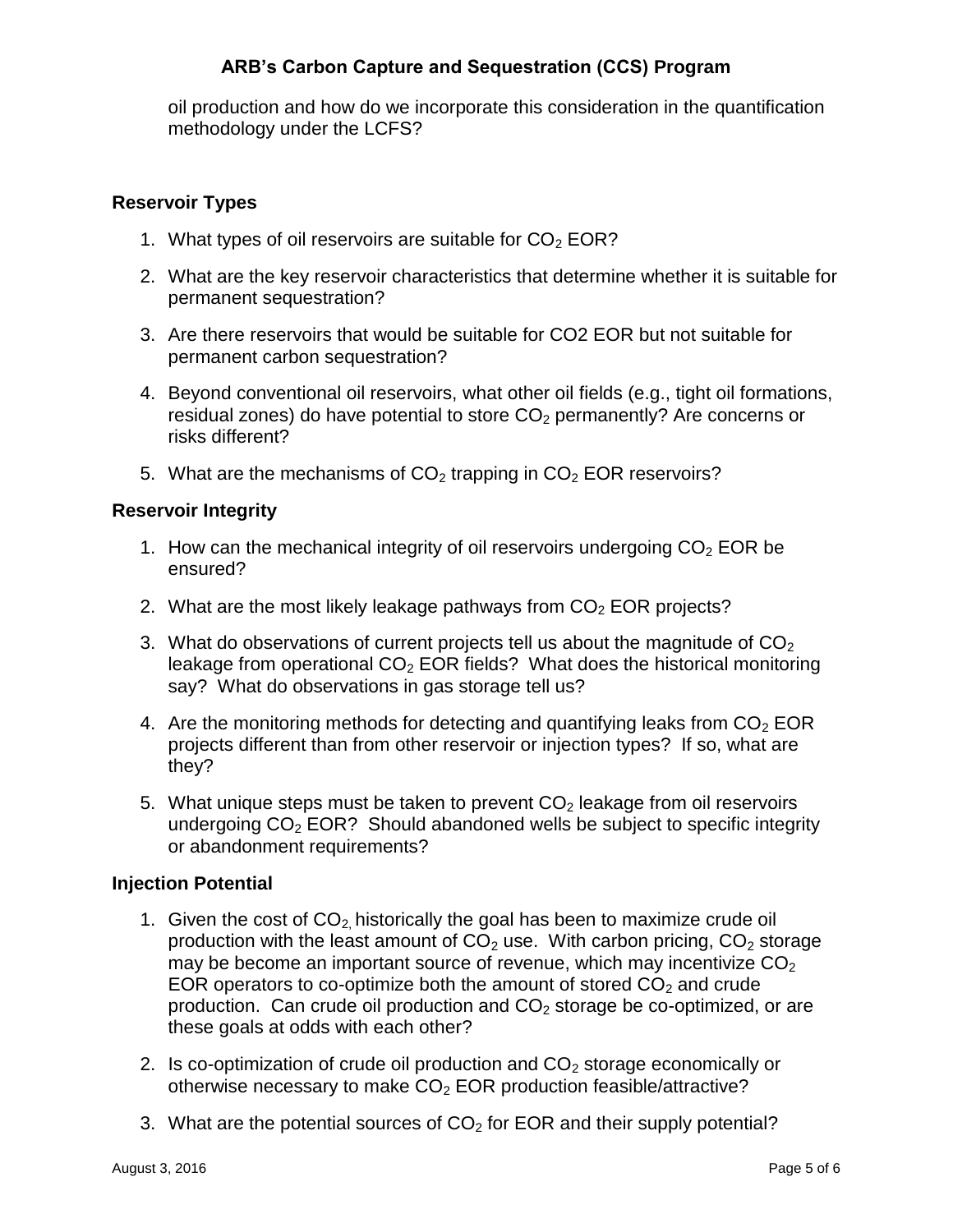oil production and how do we incorporate this consideration in the quantification methodology under the LCFS?

### Reservoir Types

1. What types of oil reservoirs are suitable for $CO_2$ EOR?
2. What are the key reservoir characteristics that determine whether it is suitable for permanent sequestration?
3. Are there reservoirs that would be suitable for CO2 EOR but not suitable for permanent carbon sequestration?
4. Beyond conventional oil reservoirs, what other oil fields (e.g., tight oil formations, residual zones) do have potential to store $CO_2$ permanently? Are concerns or risks different?
5. What are the mechanisms of $CO_2$ trapping in $CO_2$ EOR reservoirs?

### Reservoir Integrity

1. How can the mechanical integrity of oil reservoirs undergoing $CO_2$ EOR be ensured?
2. What are the most likely leakage pathways from $CO_2$ EOR projects?
3. What do observations of current projects tell us about the magnitude of $CO_2$ leakage from operational $CO_2$ EOR fields? What does the historical monitoring say? What do observations in gas storage tell us?
4. Are the monitoring methods for detecting and quantifying leaks from $CO_2$ EOR projects different than from other reservoir or injection types? If so, what are they?
5. What unique steps must be taken to prevent $CO_2$ leakage from oil reservoirs undergoing $CO_2$ EOR? Should abandoned wells be subject to specific integrity or abandonment requirements?

### Injection Potential

1. Given the cost of $CO_2$, historically the goal has been to maximize crude oil production with the least amount of $CO_2$ use. With carbon pricing, $CO_2$ storage may be become an important source of revenue, which may incentivize $CO_2$ EOR operators to co-optimize both the amount of stored $CO_2$ and crude production. Can crude oil production and $CO_2$ storage be co-optimized, or are these goals at odds with each other?
2. Is co-optimization of crude oil production and $CO_2$ storage economically or otherwise necessary to make $CO_2$ EOR production feasible/attractive?
3. What are the potential sources of $CO_2$ for EOR and their supply potential?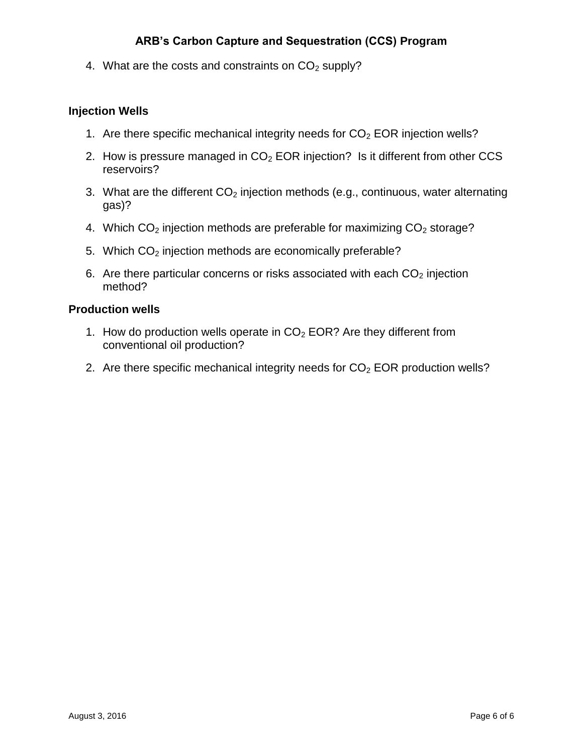4. What are the costs and constraints on $CO_2$ supply?

**Injection Wells**

1. Are there specific mechanical integrity needs for $CO_2$ EOR injection wells?
2. How is pressure managed in $CO_2$ EOR injection? Is it different from other CCS reservoirs?
3. What are the different $CO_2$ injection methods (e.g., continuous, water alternating gas)?
4. Which $CO_2$ injection methods are preferable for maximizing $CO_2$ storage?
5. Which $CO_2$ injection methods are economically preferable?
6. Are there particular concerns or risks associated with each $CO_2$ injection method?

**Production wells**

1. How do production wells operate in $CO_2$ EOR? Are they different from conventional oil production?
2. Are there specific mechanical integrity needs for $CO_2$ EOR production wells?